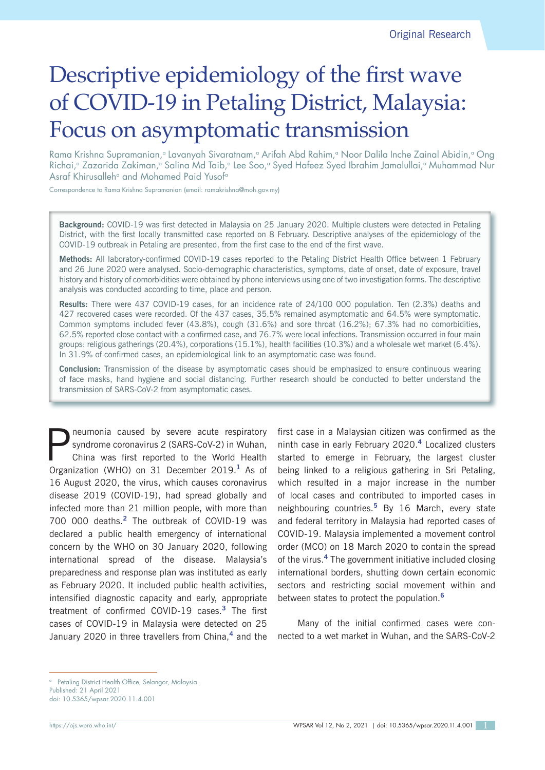Original Research

# Descriptive epidemiology of the first wave of COVID-19 in Petaling District, Malaysia: Focus on asymptomatic transmission

Rama Krishna Supramanian,[a] Lavanyah Sivaratnam,[a] Arifah Abd Rahim,[a] Noor Dalila Inche Zainal Abidin,[a] Ong Richai,[a] Zazarida Zakiman,[a] Salina Md Taib,[a] Lee Soo,[a] Syed Hafeez Syed Ibrahim Jamalullai,[a] Muhammad Nur Asraf Khirusalleh[a] and Mohamed Paid Yusof[a]

Correspondence to Rama Krishna Supramanian (email: ramakrishna@moh.gov.my)

**Background:** COVID-19 was first detected in Malaysia on 25 January 2020. Multiple clusters were detected in Petaling District, with the first locally transmitted case reported on 8 February. Descriptive analyses of the epidemiology of the COVID-19 outbreak in Petaling are presented, from the first case to the end of the first wave.

**Methods:** All laboratory-confirmed COVID-19 cases reported to the Petaling District Health Office between 1 February and 26 June 2020 were analysed. Socio-demographic characteristics, symptoms, date of onset, date of exposure, travel history and history of comorbidities were obtained by phone interviews using one of two investigation forms. The descriptive analysis was conducted according to time, place and person.

**Results:** There were 437 COVID-19 cases, for an incidence rate of 24/100 000 population. Ten (2.3%) deaths and 427 recovered cases were recorded. Of the 437 cases, 35.5% remained asymptomatic and 64.5% were symptomatic. Common symptoms included fever (43.8%), cough (31.6%) and sore throat (16.2%); 67.3% had no comorbidities, 62.5% reported close contact with a confirmed case, and 76.7% were local infections. Transmission occurred in four main groups: religious gatherings (20.4%), corporations (15.1%), health facilities (10.3%) and a wholesale wet market (6.4%). In 31.9% of confirmed cases, an epidemiological link to an asymptomatic case was found.

**Conclusion:** Transmission of the disease by asymptomatic cases should be emphasized to ensure continuous wearing of face masks, hand hygiene and social distancing. Further research should be conducted to better understand the transmission of SARS-CoV-2 from asymptomatic cases.

Pneumonia caused by severe acute respiratory syndrome coronavirus 2 (SARS-CoV-2) in Wuhan, China was first reported to the World Health Organization (WHO) on 31 December 2019.[1] As of 16 August 2020, the virus, which causes coronavirus disease 2019 (COVID-19), had spread globally and infected more than 21 million people, with more than 700 000 deaths.[2] The outbreak of COVID-19 was declared a public health emergency of international concern by the WHO on 30 January 2020, following international spread of the disease. Malaysia's preparedness and response plan was instituted as early as February 2020. It included public health activities, intensified diagnostic capacity and early, appropriate treatment of confirmed COVID-19 cases.[3] The first cases of COVID-19 in Malaysia were detected on 25 January 2020 in three travellers from China,[4] and the first case in a Malaysian citizen was confirmed as the ninth case in early February 2020.[4] Localized clusters started to emerge in February, the largest cluster being linked to a religious gathering in Sri Petaling, which resulted in a major increase in the number of local cases and contributed to imported cases in neighbouring countries.[5] By 16 March, every state and federal territory in Malaysia had reported cases of COVID-19. Malaysia implemented a movement control order (MCO) on 18 March 2020 to contain the spread of the virus.[4] The government initiative included closing international borders, shutting down certain economic sectors and restricting social movement within and between states to protect the population.[6]

Many of the initial confirmed cases were connected to a wet market in Wuhan, and the SARS-CoV-2

---

[a] Petaling District Health Office, Selangor, Malaysia.
Published: 21 April 2021
doi: 10.5365/wpsar.2020.11.4.001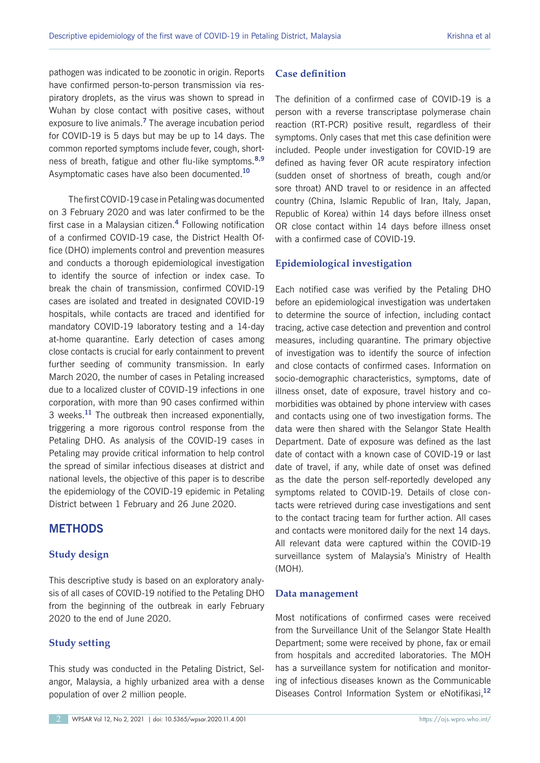pathogen was indicated to be zoonotic in origin. Reports have confirmed person-to-person transmission via respiratory droplets, as the virus was shown to spread in Wuhan by close contact with positive cases, without exposure to live animals.[7] The average incubation period for COVID-19 is 5 days but may be up to 14 days. The common reported symptoms include fever, cough, shortness of breath, fatigue and other flu-like symptoms.[8,9] Asymptomatic cases have also been documented.[10]

The first COVID-19 case in Petaling was documented on 3 February 2020 and was later confirmed to be the first case in a Malaysian citizen.[4] Following notification of a confirmed COVID-19 case, the District Health Office (DHO) implements control and prevention measures and conducts a thorough epidemiological investigation to identify the source of infection or index case. To break the chain of transmission, confirmed COVID-19 cases are isolated and treated in designated COVID-19 hospitals, while contacts are traced and identified for mandatory COVID-19 laboratory testing and a 14-day at-home quarantine. Early detection of cases among close contacts is crucial for early containment to prevent further seeding of community transmission. In early March 2020, the number of cases in Petaling increased due to a localized cluster of COVID-19 infections in one corporation, with more than 90 cases confirmed within 3 weeks.[11] The outbreak then increased exponentially, triggering a more rigorous control response from the Petaling DHO. As analysis of the COVID-19 cases in Petaling may provide critical information to help control the spread of similar infectious diseases at district and national levels, the objective of this paper is to describe the epidemiology of the COVID-19 epidemic in Petaling District between 1 February and 26 June 2020.

## METHODS

### Study design

This descriptive study is based on an exploratory analysis of all cases of COVID-19 notified to the Petaling DHO from the beginning of the outbreak in early February 2020 to the end of June 2020.

### Study setting

This study was conducted in the Petaling District, Selangor, Malaysia, a highly urbanized area with a dense population of over 2 million people.

### Case definition

The definition of a confirmed case of COVID-19 is a person with a reverse transcriptase polymerase chain reaction (RT-PCR) positive result, regardless of their symptoms. Only cases that met this case definition were included. People under investigation for COVID-19 are defined as having fever OR acute respiratory infection (sudden onset of shortness of breath, cough and/or sore throat) AND travel to or residence in an affected country (China, Islamic Republic of Iran, Italy, Japan, Republic of Korea) within 14 days before illness onset OR close contact within 14 days before illness onset with a confirmed case of COVID-19.

### Epidemiological investigation

Each notified case was verified by the Petaling DHO before an epidemiological investigation was undertaken to determine the source of infection, including contact tracing, active case detection and prevention and control measures, including quarantine. The primary objective of investigation was to identify the source of infection and close contacts of confirmed cases. Information on socio-demographic characteristics, symptoms, date of illness onset, date of exposure, travel history and comorbidities was obtained by phone interview with cases and contacts using one of two investigation forms. The data were then shared with the Selangor State Health Department. Date of exposure was defined as the last date of contact with a known case of COVID-19 or last date of travel, if any, while date of onset was defined as the date the person self-reportedly developed any symptoms related to COVID-19. Details of close contacts were retrieved during case investigations and sent to the contact tracing team for further action. All cases and contacts were monitored daily for the next 14 days. All relevant data were captured within the COVID-19 surveillance system of Malaysia's Ministry of Health (MOH).

### Data management

Most notifications of confirmed cases were received from the Surveillance Unit of the Selangor State Health Department; some were received by phone, fax or email from hospitals and accredited laboratories. The MOH has a surveillance system for notification and monitoring of infectious diseases known as the Communicable Diseases Control Information System or eNotifikasi,[12]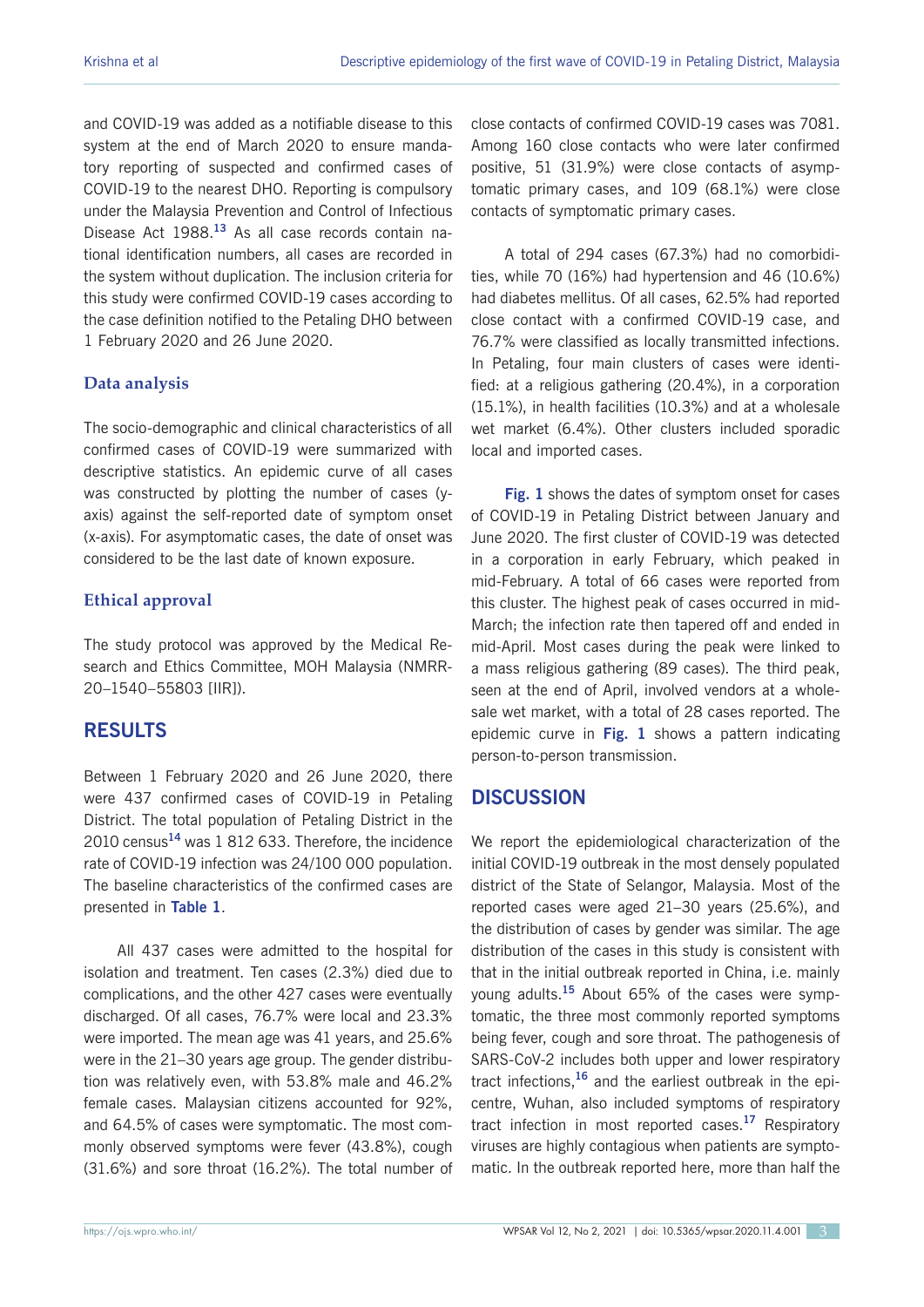and COVID-19 was added as a notifiable disease to this system at the end of March 2020 to ensure mandatory reporting of suspected and confirmed cases of COVID-19 to the nearest DHO. Reporting is compulsory under the Malaysia Prevention and Control of Infectious Disease Act 1988.[13] As all case records contain national identification numbers, all cases are recorded in the system without duplication. The inclusion criteria for this study were confirmed COVID-19 cases according to the case definition notified to the Petaling DHO between 1 February 2020 and 26 June 2020.

### Data analysis

The socio-demographic and clinical characteristics of all confirmed cases of COVID-19 were summarized with descriptive statistics. An epidemic curve of all cases was constructed by plotting the number of cases (y-axis) against the self-reported date of symptom onset (x-axis). For asymptomatic cases, the date of onset was considered to be the last date of known exposure.

### Ethical approval

The study protocol was approved by the Medical Research and Ethics Committee, MOH Malaysia (NMRR-20–1540–55803 [IIR]).

## RESULTS

Between 1 February 2020 and 26 June 2020, there were 437 confirmed cases of COVID-19 in Petaling District. The total population of Petaling District in the 2010 census[14] was 1 812 633. Therefore, the incidence rate of COVID-19 infection was 24/100 000 population. The baseline characteristics of the confirmed cases are presented in **Table 1**.

All 437 cases were admitted to the hospital for isolation and treatment. Ten cases (2.3%) died due to complications, and the other 427 cases were eventually discharged. Of all cases, 76.7% were local and 23.3% were imported. The mean age was 41 years, and 25.6% were in the 21–30 years age group. The gender distribution was relatively even, with 53.8% male and 46.2% female cases. Malaysian citizens accounted for 92%, and 64.5% of cases were symptomatic. The most commonly observed symptoms were fever (43.8%), cough (31.6%) and sore throat (16.2%). The total number of close contacts of confirmed COVID-19 cases was 7081. Among 160 close contacts who were later confirmed positive, 51 (31.9%) were close contacts of asymptomatic primary cases, and 109 (68.1%) were close contacts of symptomatic primary cases.

A total of 294 cases (67.3%) had no comorbidities, while 70 (16%) had hypertension and 46 (10.6%) had diabetes mellitus. Of all cases, 62.5% had reported close contact with a confirmed COVID-19 case, and 76.7% were classified as locally transmitted infections. In Petaling, four main clusters of cases were identified: at a religious gathering (20.4%), in a corporation (15.1%), in health facilities (10.3%) and at a wholesale wet market (6.4%). Other clusters included sporadic local and imported cases.

**Fig. 1** shows the dates of symptom onset for cases of COVID-19 in Petaling District between January and June 2020. The first cluster of COVID-19 was detected in a corporation in early February, which peaked in mid-February. A total of 66 cases were reported from this cluster. The highest peak of cases occurred in mid-March; the infection rate then tapered off and ended in mid-April. Most cases during the peak were linked to a mass religious gathering (89 cases). The third peak, seen at the end of April, involved vendors at a wholesale wet market, with a total of 28 cases reported. The epidemic curve in **Fig. 1** shows a pattern indicating person-to-person transmission.

## DISCUSSION

We report the epidemiological characterization of the initial COVID-19 outbreak in the most densely populated district of the State of Selangor, Malaysia. Most of the reported cases were aged 21–30 years (25.6%), and the distribution of cases by gender was similar. The age distribution of the cases in this study is consistent with that in the initial outbreak reported in China, i.e. mainly young adults.[15] About 65% of the cases were symptomatic, the three most commonly reported symptoms being fever, cough and sore throat. The pathogenesis of SARS-CoV-2 includes both upper and lower respiratory tract infections,[16] and the earliest outbreak in the epicentre, Wuhan, also included symptoms of respiratory tract infection in most reported cases.[17] Respiratory viruses are highly contagious when patients are symptomatic. In the outbreak reported here, more than half the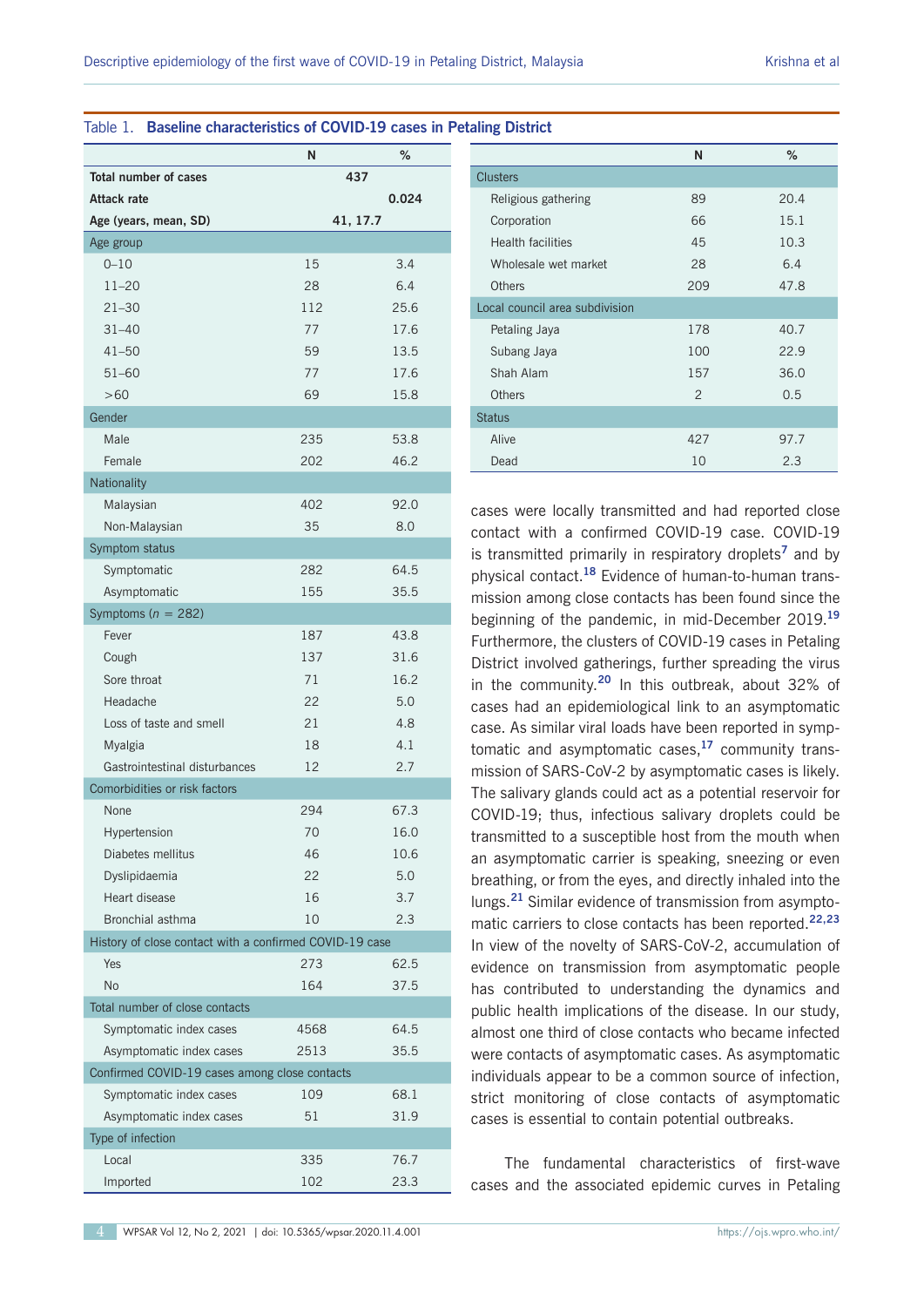Table 1. **Baseline characteristics of COVID-19 cases in Petaling District**

| | N | % |
|---|---|---|
| **Total number of cases** | 437 | |
| **Attack rate** | | 0.024 |
| **Age (years, mean, SD)** | 41, 17.7 | |
| Age group | | |
| 0–10 | 15 | 3.4 |
| 11–20 | 28 | 6.4 |
| 21–30 | 112 | 25.6 |
| 31–40 | 77 | 17.6 |
| 41–50 | 59 | 13.5 |
| 51–60 | 77 | 17.6 |
| >60 | 69 | 15.8 |
| Gender | | |
| Male | 235 | 53.8 |
| Female | 202 | 46.2 |
| Nationality | | |
| Malaysian | 402 | 92.0 |
| Non-Malaysian | 35 | 8.0 |
| Symptom status | | |
| Symptomatic | 282 | 64.5 |
| Asymptomatic | 155 | 35.5 |
| Symptoms (*n* = 282) | | |
| Fever | 187 | 43.8 |
| Cough | 137 | 31.6 |
| Sore throat | 71 | 16.2 |
| Headache | 22 | 5.0 |
| Loss of taste and smell | 21 | 4.8 |
| Myalgia | 18 | 4.1 |
| Gastrointestinal disturbances | 12 | 2.7 |
| Comorbidities or risk factors | | |
| None | 294 | 67.3 |
| Hypertension | 70 | 16.0 |
| Diabetes mellitus | 46 | 10.6 |
| Dyslipidaemia | 22 | 5.0 |
| Heart disease | 16 | 3.7 |
| Bronchial asthma | 10 | 2.3 |
| History of close contact with a confirmed COVID-19 case | | |
| Yes | 273 | 62.5 |
| No | 164 | 37.5 |
| Total number of close contacts | | |
| Symptomatic index cases | 4568 | 64.5 |
| Asymptomatic index cases | 2513 | 35.5 |
| Confirmed COVID-19 cases among close contacts | | |
| Symptomatic index cases | 109 | 68.1 |
| Asymptomatic index cases | 51 | 31.9 |
| Type of infection | | |
| Local | 335 | 76.7 |
| Imported | 102 | 23.3 |
| Clusters | | |
| Religious gathering | 89 | 20.4 |
| Corporation | 66 | 15.1 |
| Health facilities | 45 | 10.3 |
| Wholesale wet market | 28 | 6.4 |
| Others | 209 | 47.8 |
| Local council area subdivision | | |
| Petaling Jaya | 178 | 40.7 |
| Subang Jaya | 100 | 22.9 |
| Shah Alam | 157 | 36.0 |
| Others | 2 | 0.5 |
| Status | | |
| Alive | 427 | 97.7 |
| Dead | 10 | 2.3 |

cases were locally transmitted and had reported close contact with a confirmed COVID-19 case. COVID-19 is transmitted primarily in respiratory droplets[7] and by physical contact.[18] Evidence of human-to-human transmission among close contacts has been found since the beginning of the pandemic, in mid-December 2019.[19] Furthermore, the clusters of COVID-19 cases in Petaling District involved gatherings, further spreading the virus in the community.[20] In this outbreak, about 32% of cases had an epidemiological link to an asymptomatic case. As similar viral loads have been reported in symptomatic and asymptomatic cases,[17] community transmission of SARS-CoV-2 by asymptomatic cases is likely. The salivary glands could act as a potential reservoir for COVID-19; thus, infectious salivary droplets could be transmitted to a susceptible host from the mouth when an asymptomatic carrier is speaking, sneezing or even breathing, or from the eyes, and directly inhaled into the lungs.[21] Similar evidence of transmission from asymptomatic carriers to close contacts has been reported.[22,23] In view of the novelty of SARS-CoV-2, accumulation of evidence on transmission from asymptomatic people has contributed to understanding the dynamics and public health implications of the disease. In our study, almost one third of close contacts who became infected were contacts of asymptomatic cases. As asymptomatic individuals appear to be a common source of infection, strict monitoring of close contacts of asymptomatic cases is essential to contain potential outbreaks.

The fundamental characteristics of first-wave cases and the associated epidemic curves in Petaling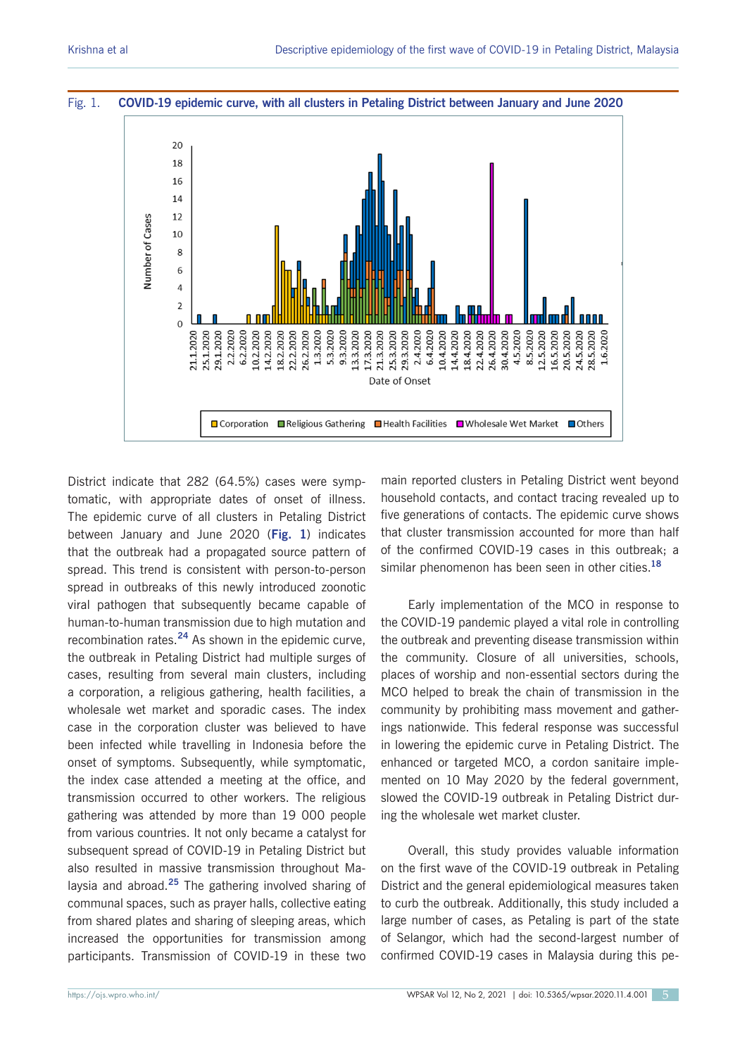Fig. 1. **COVID-19 epidemic curve, with all clusters in Petaling District between January and June 2020**

District indicate that 282 (64.5%) cases were symptomatic, with appropriate dates of onset of illness. The epidemic curve of all clusters in Petaling District between January and June 2020 (**Fig. 1**) indicates that the outbreak had a propagated source pattern of spread. This trend is consistent with person-to-person spread in outbreaks of this newly introduced zoonotic viral pathogen that subsequently became capable of human-to-human transmission due to high mutation and recombination rates.[24] As shown in the epidemic curve, the outbreak in Petaling District had multiple surges of cases, resulting from several main clusters, including a corporation, a religious gathering, health facilities, a wholesale wet market and sporadic cases. The index case in the corporation cluster was believed to have been infected while travelling in Indonesia before the onset of symptoms. Subsequently, while symptomatic, the index case attended a meeting at the office, and transmission occurred to other workers. The religious gathering was attended by more than 19 000 people from various countries. It not only became a catalyst for subsequent spread of COVID-19 in Petaling District but also resulted in massive transmission throughout Malaysia and abroad.[25] The gathering involved sharing of communal spaces, such as prayer halls, collective eating from shared plates and sharing of sleeping areas, which increased the opportunities for transmission among participants. Transmission of COVID-19 in these two main reported clusters in Petaling District went beyond household contacts, and contact tracing revealed up to five generations of contacts. The epidemic curve shows that cluster transmission accounted for more than half of the confirmed COVID-19 cases in this outbreak; a similar phenomenon has been seen in other cities.[18]

Early implementation of the MCO in response to the COVID-19 pandemic played a vital role in controlling the outbreak and preventing disease transmission within the community. Closure of all universities, schools, places of worship and non-essential sectors during the MCO helped to break the chain of transmission in the community by prohibiting mass movement and gatherings nationwide. This federal response was successful in lowering the epidemic curve in Petaling District. The enhanced or targeted MCO, a cordon sanitaire implemented on 10 May 2020 by the federal government, slowed the COVID-19 outbreak in Petaling District during the wholesale wet market cluster.

Overall, this study provides valuable information on the first wave of the COVID-19 outbreak in Petaling District and the general epidemiological measures taken to curb the outbreak. Additionally, this study included a large number of cases, as Petaling is part of the state of Selangor, which had the second-largest number of confirmed COVID-19 cases in Malaysia during this pe-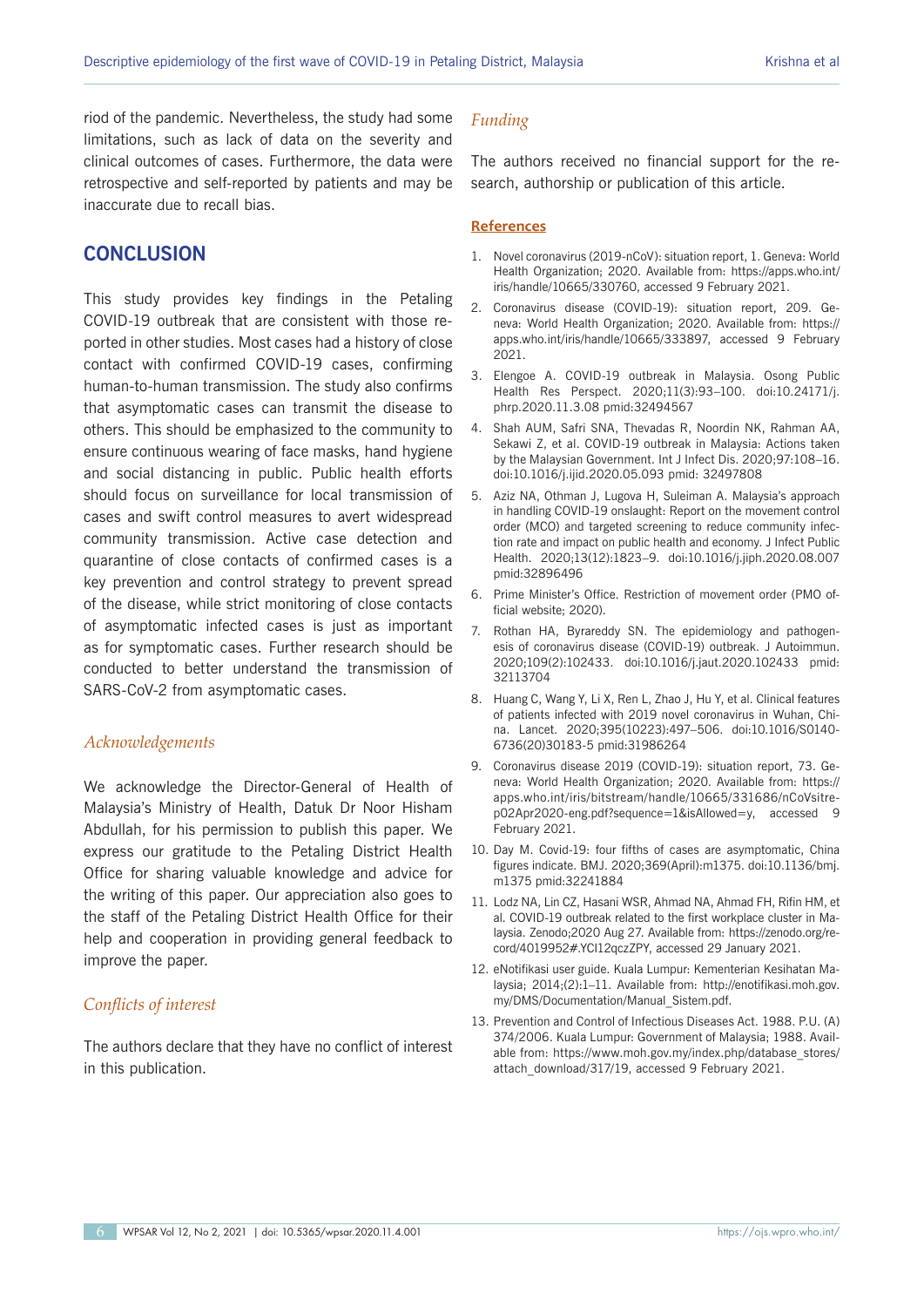riod of the pandemic. Nevertheless, the study had some limitations, such as lack of data on the severity and clinical outcomes of cases. Furthermore, the data were retrospective and self-reported by patients and may be inaccurate due to recall bias.

## CONCLUSION

This study provides key findings in the Petaling COVID-19 outbreak that are consistent with those reported in other studies. Most cases had a history of close contact with confirmed COVID-19 cases, confirming human-to-human transmission. The study also confirms that asymptomatic cases can transmit the disease to others. This should be emphasized to the community to ensure continuous wearing of face masks, hand hygiene and social distancing in public. Public health efforts should focus on surveillance for local transmission of cases and swift control measures to avert widespread community transmission. Active case detection and quarantine of close contacts of confirmed cases is a key prevention and control strategy to prevent spread of the disease, while strict monitoring of close contacts of asymptomatic infected cases is just as important as for symptomatic cases. Further research should be conducted to better understand the transmission of SARS-CoV-2 from asymptomatic cases.

### *Acknowledgements*

We acknowledge the Director-General of Health of Malaysia's Ministry of Health, Datuk Dr Noor Hisham Abdullah, for his permission to publish this paper. We express our gratitude to the Petaling District Health Office for sharing valuable knowledge and advice for the writing of this paper. Our appreciation also goes to the staff of the Petaling District Health Office for their help and cooperation in providing general feedback to improve the paper.

### *Conflicts of interest*

The authors declare that they have no conflict of interest in this publication.

### *Funding*

The authors received no financial support for the research, authorship or publication of this article.

### References

1. Novel coronavirus (2019-nCoV): situation report, 1. Geneva: World Health Organization; 2020. Available from: https://apps.who.int/iris/handle/10665/330760, accessed 9 February 2021.
2. Coronavirus disease (COVID-19): situation report, 209. Geneva: World Health Organization; 2020. Available from: https://apps.who.int/iris/handle/10665/333897, accessed 9 February 2021.
3. Elengoe A. COVID-19 outbreak in Malaysia. Osong Public Health Res Perspect. 2020;11(3):93–100. doi:10.24171/j.phrp.2020.11.3.08 pmid:32494567
4. Shah AUM, Safri SNA, Thevadas R, Noordin NK, Rahman AA, Sekawi Z, et al. COVID-19 outbreak in Malaysia: Actions taken by the Malaysian Government. Int J Infect Dis. 2020;97:108–16. doi:10.1016/j.ijid.2020.05.093 pmid: 32497808
5. Aziz NA, Othman J, Lugova H, Suleiman A. Malaysia's approach in handling COVID-19 onslaught: Report on the movement control order (MCO) and targeted screening to reduce community infection rate and impact on public health and economy. J Infect Public Health. 2020;13(12):1823–9. doi:10.1016/j.jiph.2020.08.007 pmid:32896496
6. Prime Minister's Office. Restriction of movement order (PMO official website; 2020).
7. Rothan HA, Byrareddy SN. The epidemiology and pathogenesis of coronavirus disease (COVID-19) outbreak. J Autoimmun. 2020;109(2):102433. doi:10.1016/j.jaut.2020.102433 pmid: 32113704
8. Huang C, Wang Y, Li X, Ren L, Zhao J, Hu Y, et al. Clinical features of patients infected with 2019 novel coronavirus in Wuhan, China. Lancet. 2020;395(10223):497–506. doi:10.1016/S0140-6736(20)30183-5 pmid:31986264
9. Coronavirus disease 2019 (COVID-19): situation report, 73. Geneva: World Health Organization; 2020. Available from: https://apps.who.int/iris/bitstream/handle/10665/331686/nCoVsitrep02Apr2020-eng.pdf?sequence=1&isAllowed=y, accessed 9 February 2021.
10. Day M. Covid-19: four fifths of cases are asymptomatic, China figures indicate. BMJ. 2020;369(April):m1375. doi:10.1136/bmj.m1375 pmid:32241884
11. Lodz NA, Lin CZ, Hasani WSR, Ahmad NA, Ahmad FH, Rifin HM, et al. COVID-19 outbreak related to the first workplace cluster in Malaysia. Zenodo;2020 Aug 27. Available from: https://zenodo.org/record/4019952#.YCI12qczZPY, accessed 29 January 2021.
12. eNotifikasi user guide. Kuala Lumpur: Kementerian Kesihatan Malaysia; 2014;(2):1–11. Available from: http://enotifikasi.moh.gov.my/DMS/Documentation/Manual_Sistem.pdf.
13. Prevention and Control of Infectious Diseases Act. 1988. P.U. (A) 374/2006. Kuala Lumpur: Government of Malaysia; 1988. Available from: https://www.moh.gov.my/index.php/database_stores/attach_download/317/19, accessed 9 February 2021.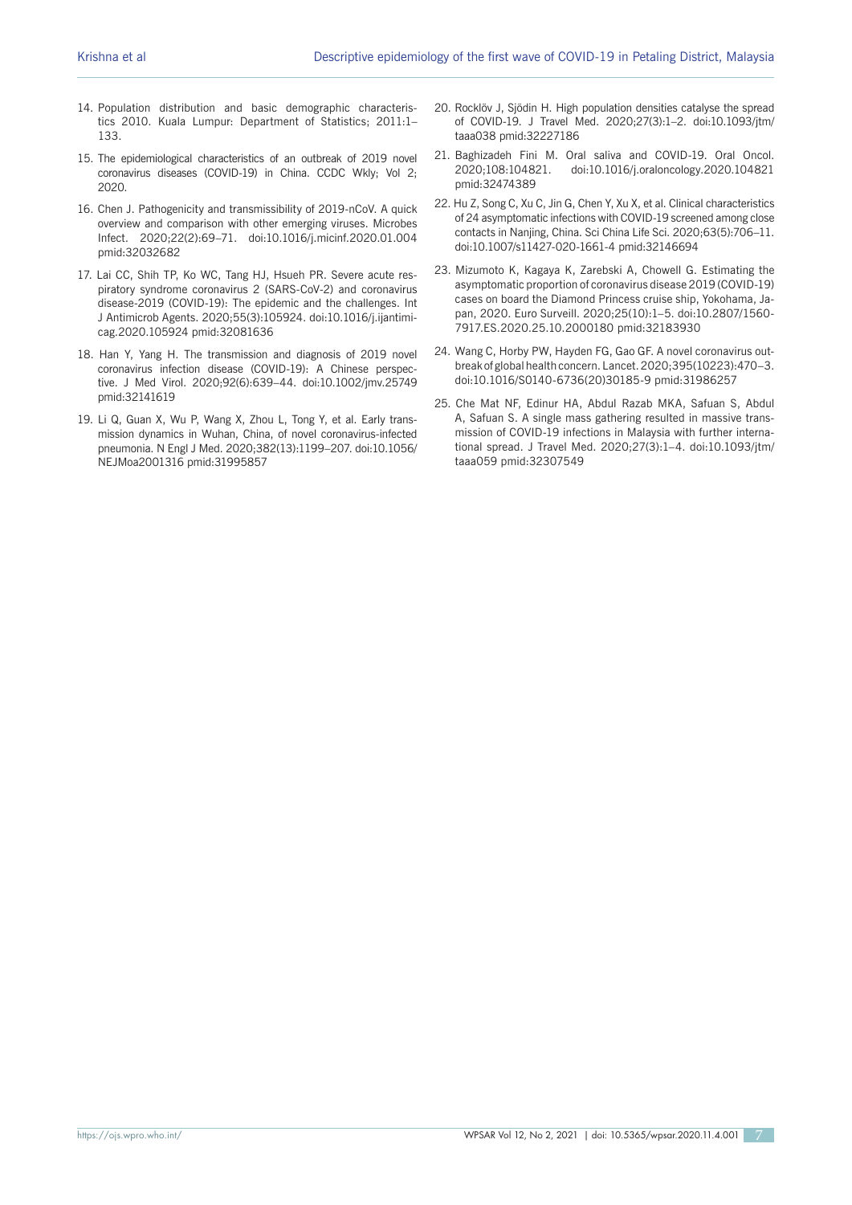14. Population distribution and basic demographic characteristics 2010. Kuala Lumpur: Department of Statistics; 2011:1–133.
15. The epidemiological characteristics of an outbreak of 2019 novel coronavirus diseases (COVID-19) in China. CCDC Wkly; Vol 2; 2020.
16. Chen J. Pathogenicity and transmissibility of 2019-nCoV. A quick overview and comparison with other emerging viruses. Microbes Infect. 2020;22(2):69–71. doi:10.1016/j.micinf.2020.01.004 pmid:32032682
17. Lai CC, Shih TP, Ko WC, Tang HJ, Hsueh PR. Severe acute respiratory syndrome coronavirus 2 (SARS-CoV-2) and coronavirus disease-2019 (COVID-19): The epidemic and the challenges. Int J Antimicrob Agents. 2020;55(3):105924. doi:10.1016/j.ijantimicag.2020.105924 pmid:32081636
18. Han Y, Yang H. The transmission and diagnosis of 2019 novel coronavirus infection disease (COVID-19): A Chinese perspective. J Med Virol. 2020;92(6):639–44. doi:10.1002/jmv.25749 pmid:32141619
19. Li Q, Guan X, Wu P, Wang X, Zhou L, Tong Y, et al. Early transmission dynamics in Wuhan, China, of novel coronavirus-infected pneumonia. N Engl J Med. 2020;382(13):1199–207. doi:10.1056/NEJMoa2001316 pmid:31995857
20. Rocklöv J, Sjödin H. High population densities catalyse the spread of COVID-19. J Travel Med. 2020;27(3):1–2. doi:10.1093/jtm/taaa038 pmid:32227186
21. Baghizadeh Fini M. Oral saliva and COVID-19. Oral Oncol. 2020;108:104821. doi:10.1016/j.oraloncology.2020.104821 pmid:32474389
22. Hu Z, Song C, Xu C, Jin G, Chen Y, Xu X, et al. Clinical characteristics of 24 asymptomatic infections with COVID-19 screened among close contacts in Nanjing, China. Sci China Life Sci. 2020;63(5):706–11. doi:10.1007/s11427-020-1661-4 pmid:32146694
23. Mizumoto K, Kagaya K, Zarebski A, Chowell G. Estimating the asymptomatic proportion of coronavirus disease 2019 (COVID-19) cases on board the Diamond Princess cruise ship, Yokohama, Japan, 2020. Euro Surveill. 2020;25(10):1–5. doi:10.2807/1560-7917.ES.2020.25.10.2000180 pmid:32183930
24. Wang C, Horby PW, Hayden FG, Gao GF. A novel coronavirus outbreak of global health concern. Lancet. 2020;395(10223):470–3. doi:10.1016/S0140-6736(20)30185-9 pmid:31986257
25. Che Mat NF, Edinur HA, Abdul Razab MKA, Safuan S, Abdul A, Safuan S. A single mass gathering resulted in massive transmission of COVID-19 infections in Malaysia with further international spread. J Travel Med. 2020;27(3):1–4. doi:10.1093/jtm/taaa059 pmid:32307549